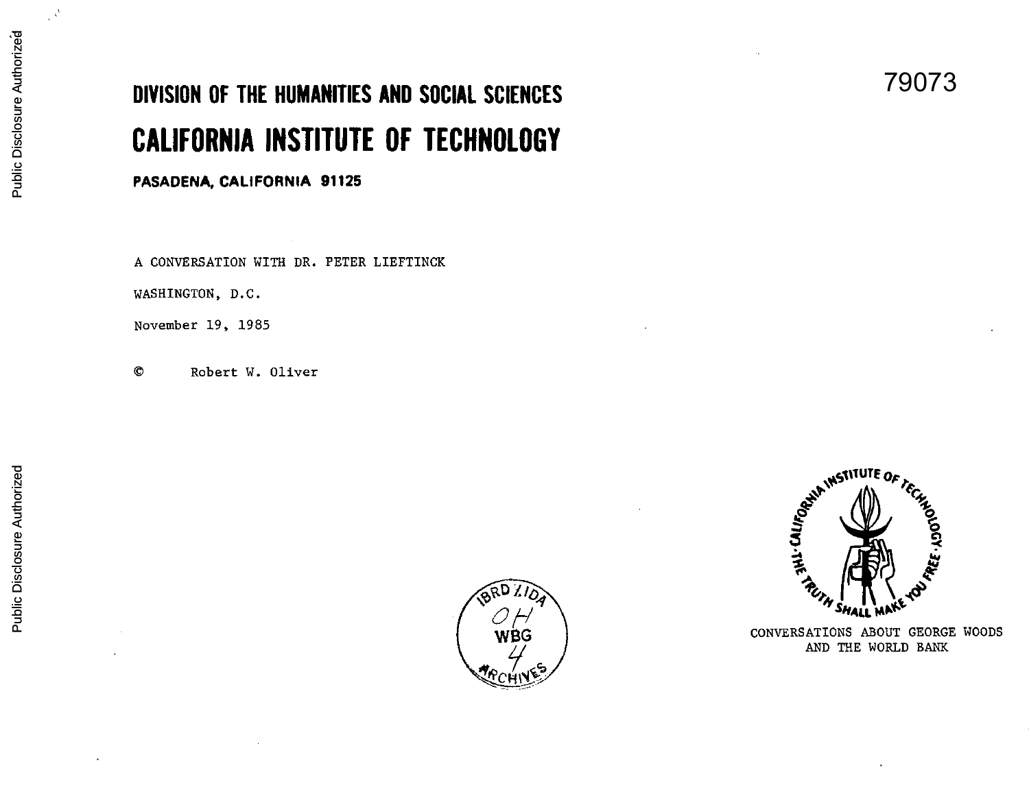79073

# DIVISION OF THE HUMANITIES AND SOCIAL SCIENCES

# CALIFORNIA INSTITUTE OF TECHNOLOGY

**PASADENA, CALIFORNIA 91125**

A CONVERSATION WITH DR. PETER LIEFTINCK

WASHINGTON, D.C.

November 19, 1985

© Robert W. Oliver

CONVERSATIONS ABOUT GEORGE WOODS AND THE WORLD BANK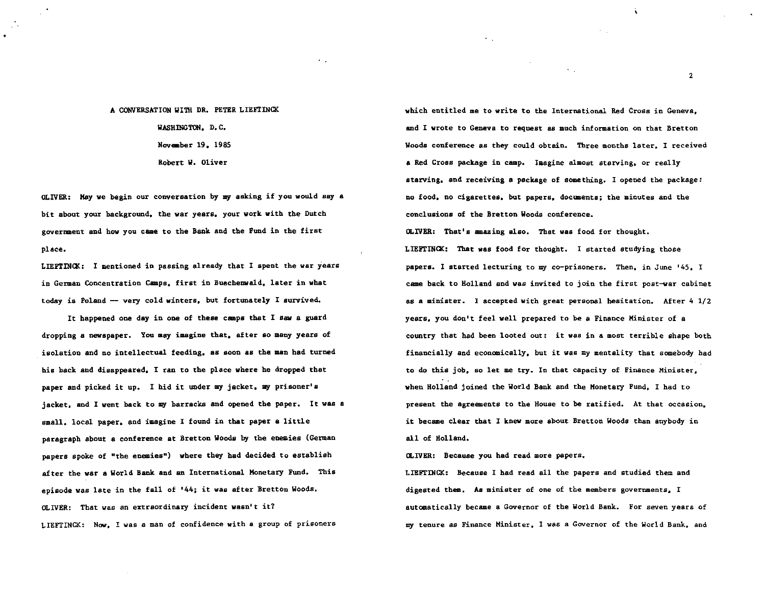A CONVERSATION WITH DR. PETER LIEFTINCK

WASHINGTON, D.C.

November 19, 1985

Robert W. Oliver

OLIVER: May we begin our conversation by my asking if you would say a bit about your background, the war years, your work with the Dutch government and how you came to the Bank and the Fund in the first place.

LIEFTINCK: I mentioned in passing already that I spent the war years in German Concentration Camps, first in Buechenwald, later in what today is Poland — very cold winters, but fortunately I survived.

It happened one day in one of these camps that I saw a guard dropping a newspaper. You may imagine that, after so many years of isolation and no intellectual feeding, as soon as the man had turned his back and disappeared, I ran to the place where he dropped that paper and picked it up. I hid it under my jacket, my prisoner's jacket, and I went back to my barracks and opened the paper. It was a small, local paper, and imagine I found in that paper a little paragraph about a conference at Bretton Woods by the enemies (German papers spoke of "the enemies") where they had decided to establish after the war a World Bank and an International Monetary Fund. This episode was late in the fall of '44; it was after Bretton Woods.

OLIVER: That was an extraordinary incident wasn't it?

LIEFTINCK: Now, I was a man of confidence with a group of prisoners which entitled me to write to the International Red Cross in Geneva, and I wrote to Geneva to request as much information on that Bretton Woods conference as they could obtain. Three months later, I received a Red Cross package in camp. Imagine almost starving, or really starving, and receiving a package of something. I opened the package: no food, no cigarettes, but papers, documents; the minutes and the conclusions of the Bretton Woods conference.

OLIVER: That's amazing also. That was food for thought.

LIEFTINCK: That was food for thought. I started studying those papers. I started lecturing to my co-prisoners. Then, in June '45, I came back to Holland and was invited to join the first post-war cabinet as a minister. I accepted with great personal hesitation. After 4 1/2 years, you don't feel well prepared to be a Finance Minister of a country that had been looted out: it was in a most terrible shape both financially and economically, but it was my mentality that somebody had to do this job, so let me try. In that capacity of Finance Minister, when Holland joined the World Bank and the Monetary Fund, I had to present the agreements to the House to be ratified. At that occasion, it became clear that I knew more about Bretton Woods than anybody in all of Holland.

OLIVER: Because you had read more papers.

LIEFTINCK: Because I had read all the papers and studied them and digested them. As minister of one of the members governments, I automatically became a Governor of the World Bank. For seven years of my tenure as Finance Minister, I was a Governor of the World Bank, and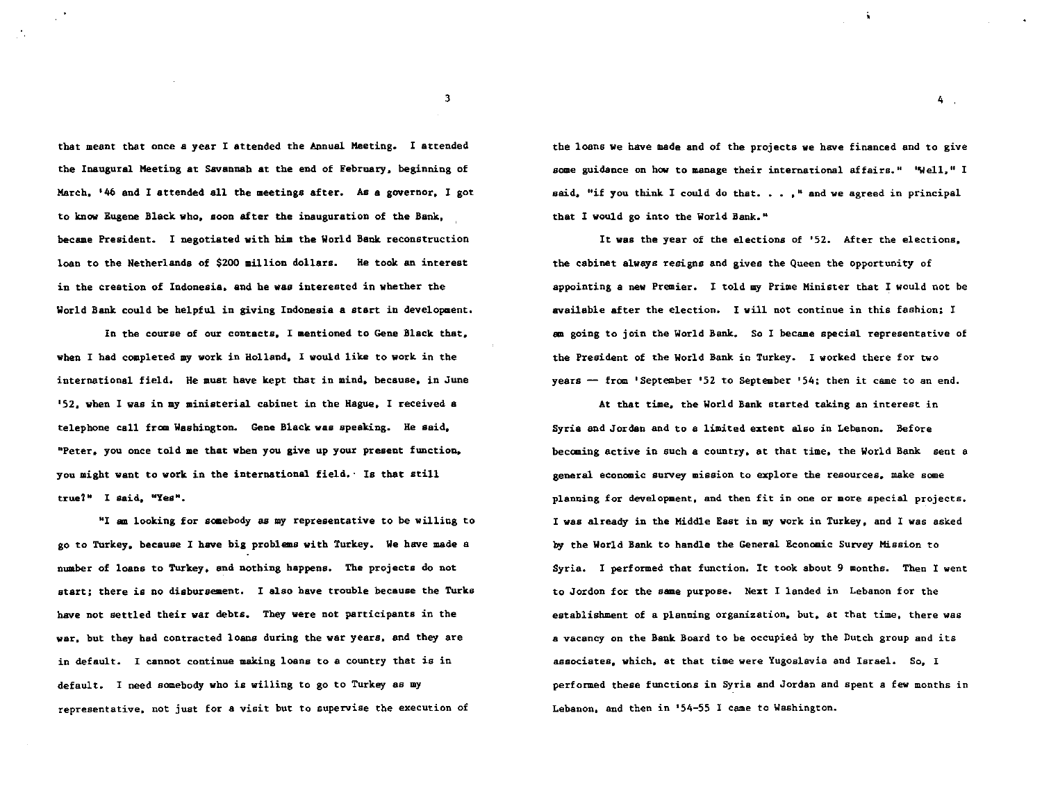that meant that once a year I attended the Annual Meeting. I attended the Inaugural Meeting at Savannah at the end of February, beginning of March, '46 and I attended all the meetings after. As a governor, I got to know Eugene Black who, soon after the inauguration of the Bank, became President. I negotiated with him the World Bank reconstruction loan to the Netherlands of $200 million dollars. He took an interest in the creation of Indonesia, and he was interested in whether the World Bank could be helpful in giving Indonesia a start in development.

In the course of our contacts, I mentioned to Gene Black that, when I had completed my work in Holland, I would like to work in the international field. He must have kept that in mind, because, in June '52, when I was in my ministerial cabinet in the Hague, I received a telephone call from Washington. Gene Black was speaking. He said, "Peter, you once told me that when you give up your present function, you might want to work in the international field. Is that still true?" I said, "Yes".

"I am looking for somebody as my representative to be willing to go to Turkey, because I have big problems with Turkey. We have made a number of loans to Turkey, and nothing happens. The projects do not start; there is no disbursement. I also have trouble because the Turks have not settled their war debts. They were not participants in the war, but they had contracted loans during the war years, and they are in default. I cannot continue making loans to a country that is in default. I need somebody who is willing to go to Turkey as my representative, not just for a visit but to supervise the execution of the loans we have made and of the projects we have financed and to give some guidance on how to manage their international affairs." "Well," I said, "if you think I could do that. . . ," and we agreed in principal that I would go into the World Bank."

It was the year of the elections of '52. After the elections, the cabinet always resigns and gives the Queen the opportunity of appointing a new Premier. I told my Prime Minister that I would not be available after the election. I will not continue in this fashion; I am going to join the World Bank. So I became special representative of the President of the World Bank in Turkey. I worked there for two years — from 'September '52 to September '54; then it came to an end.

At that time, the World Bank started taking an interest in Syria and Jordan and to a limited extent also in Lebanon. Before becoming active in such a country, at that time, the World Bank sent a general economic survey mission to explore the resources, make some planning for development, and then fit in one or more special projects. I was already in the Middle East in my work in Turkey, and I was asked by the World Bank to handle the General Economic Survey Mission to Syria. I performed that function. It took about 9 months. Then I went to Jordon for the same purpose. Next I landed in Lebanon for the establishment of a planning organization, but, at that time, there was a vacancy on the Bank Board to be occupied by the Dutch group and its associates, which, at that time were Yugoslavia and Israel. So, I performed these functions in Syria and Jordan and spent a few months in Lebanon, and then in '54-55 I came to Washington.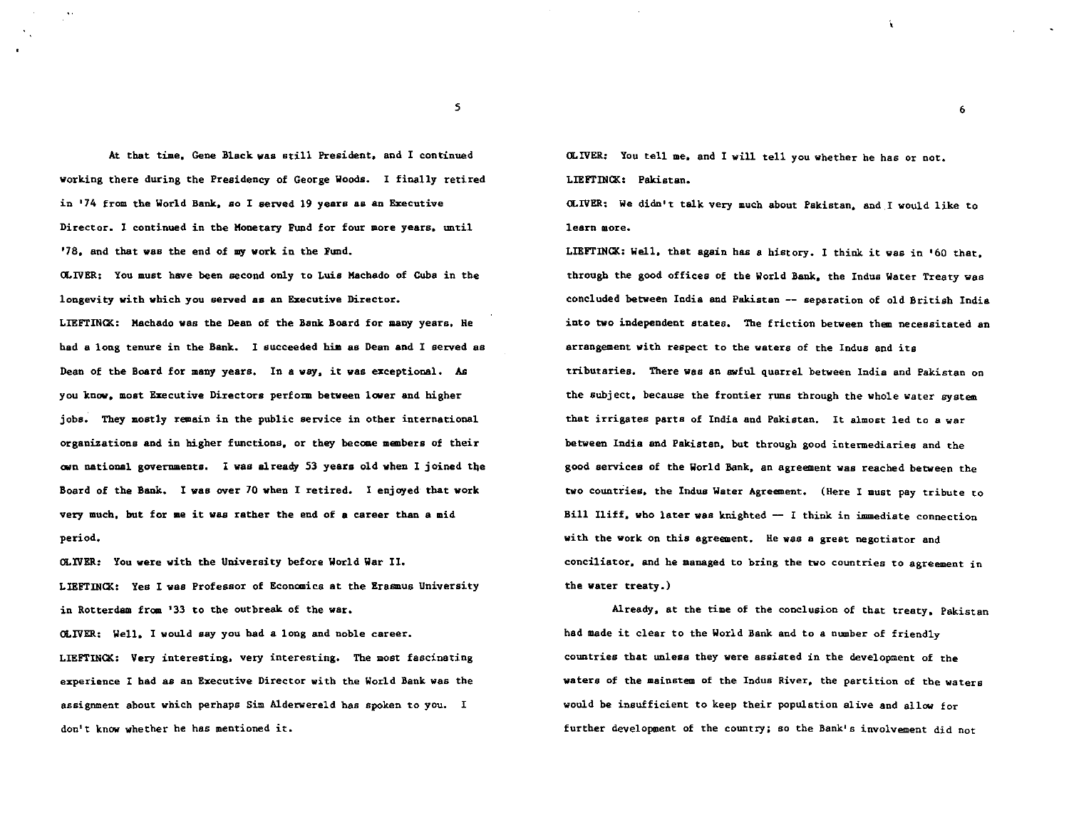At that time, Gene Black was still President, and I continued working there during the Presidency of George Woods. I finally retired in '74 from the World Bank, so I served 19 years as an Executive Director. I continued in the Monetary Fund for four more years, until '78, and that was the end of my work in the Fund.

OLIVER: You must have been second only to Luis Machado of Cuba in the longevity with which you served as an Executive Director.

LIEFTINCK: Machado was the Dean of the Bank Board for many years. He had a long tenure in the Bank. I succeeded him as Dean and I served as Dean of the Board for many years. In a way, it was exceptional. As you know, most Executive Directors perform between lower and higher jobs. They mostly remain in the public service in other international organizations and in higher functions, or they become members of their own national governments. I was already 53 years old when I joined the Board of the Bank. I was over 70 when I retired. I enjoyed that work very much, but for me it was rather the end of a career than a mid period.

OLIVER: You were with the University before World War II.

LIEFTINCK: Yes I was Professor of Economics at the Erasmus University in Rotterdam from '33 to the outbreak of the war.

OLIVER: Well, I would say you had a long and noble career.

LIEFTINCK: Very interesting, very interesting. The most fascinating experience I had as an Executive Director with the World Bank was the assignment about which perhaps Sim Alderwereld has spoken to you. I don't know whether he has mentioned it.

OLIVER: You tell me, and I will tell you whether he has or not.

LIEFTINCK: Pakistan.

OLIVER: We didn't talk very much about Pakistan, and I would like to learn more.

LIEFTINCK: Well, that again has a history. I think it was in '60 that, through the good offices of the World Bank, the Indus Water Treaty was concluded between India and Pakistan -- separation of old British India into two independent states. The friction between them necessitated an arrangement with respect to the waters of the Indus and its tributaries. There was an awful quarrel between India and Pakistan on the subject, because the frontier runs through the whole water system that irrigates parts of India and Pakistan. It almost led to a war between India and Pakistan, but through good intermediaries and the good services of the World Bank, an agreement was reached between the two countries, the Indus Water Agreement. (Here I must pay tribute to Bill Iliff, who later was knighted — I think in immediate connection with the work on this agreement. He was a great negotiator and conciliator, and he managed to bring the two countries to agreement in the water treaty.)

Already, at the time of the conclusion of that treaty, Pakistan had made it clear to the World Bank and to a number of friendly countries that unless they were assisted in the development of the waters of the mainstem of the Indus River, the partition of the waters would be insufficient to keep their population alive and allow for further development of the country; so the Bank's involvement did not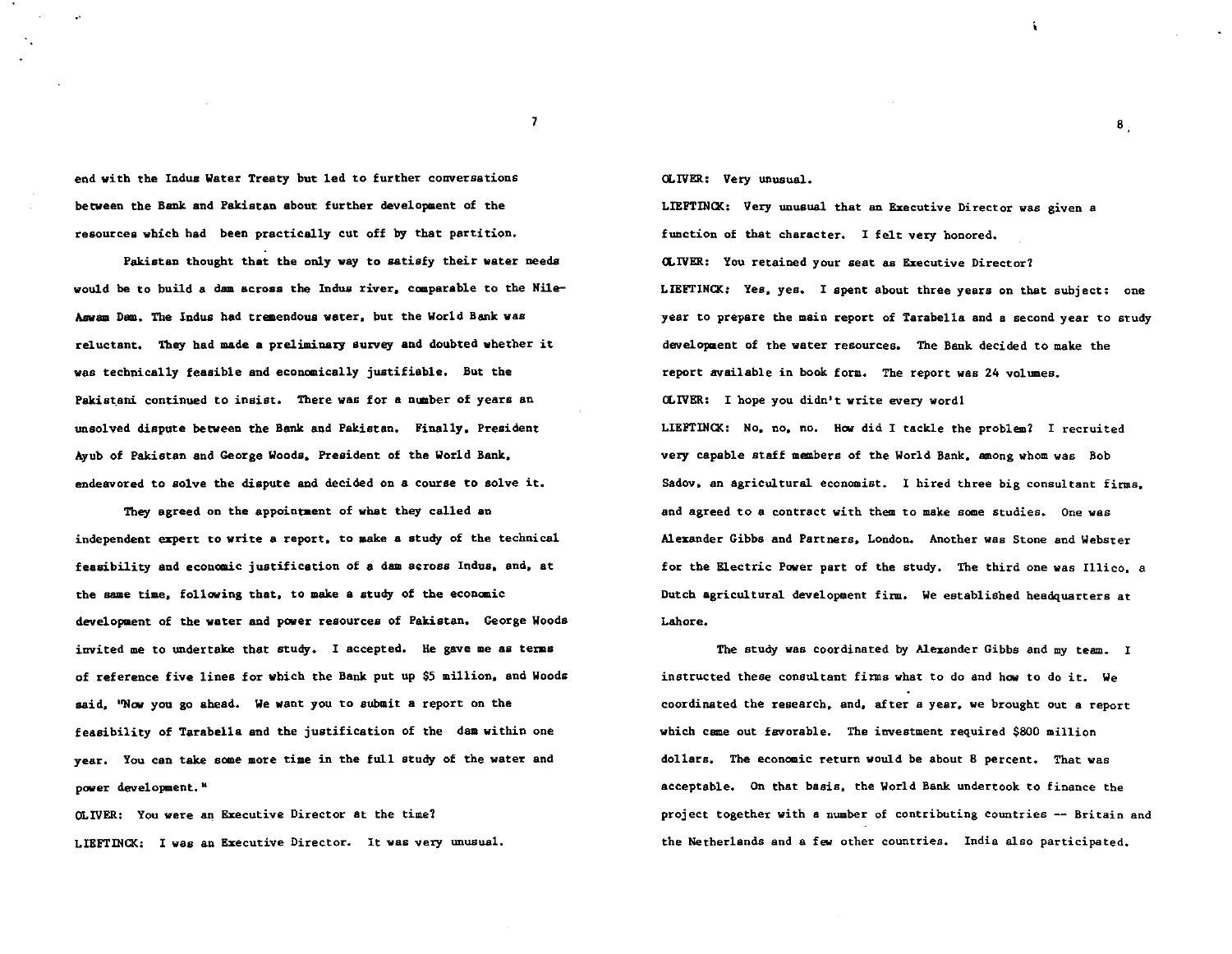end with the Indus Water Treaty but led to further conversations between the Bank and Pakistan about further development of the resources which had been practically cut off by that partition.

Pakistan thought that the only way to satisfy their water needs would be to build a dam across the Indus river, comparable to the Nile-Aswam Dam. The Indus had tremendous water, but the World Bank was reluctant. They had made a preliminary survey and doubted whether it was technically feasible and economically justifiable. But the Pakistani continued to insist. There was for a number of years an unsolved dispute between the Bank and Pakistan. Finally, President Ayub of Pakistan and George Woods, President of the World Bank, endeavored to solve the dispute and decided on a course to solve it.

They agreed on the appointment of what they called an independent expert to write a report, to make a study of the technical feasibility and economic justification of a dam across Indus, and, at the same time, following that, to make a study of the economic development of the water and power resources of Pakistan. George Woods invited me to undertake that study. I accepted. He gave me as terms of reference five lines for which the Bank put up $5 million, and Woods said, "Now you go ahead. We want you to submit a report on the feasibility of Tarabella and the justification of the dam within one year. You can take some more time in the full study of the water and power development."

OLIVER: You were an Executive Director at the time?

LIEFTINCK: I was an Executive Director. It was very unusual.

OLIVER: Very unusual.

LIEFTINCK: Very unusual that an Executive Director was given a function of that character. I felt very honored.

OLIVER: You retained your seat as Executive Director?

LIEFTINCK: Yes, yes. I spent about three years on that subject: one year to prepare the main report of Tarabella and a second year to study development of the water resources. The Bank decided to make the report available in book form. The report was 24 volumes.

OLIVER: I hope you didn't write every word!

LIEFTINCK: No, no, no. How did I tackle the problem? I recruited very capable staff members of the World Bank, among whom was Bob Sadov, an agricultural economist. I hired three big consultant firms, and agreed to a contract with them to make some studies. One was Alexander Gibbs and Partners, London. Another was Stone and Webster for the Electric Power part of the study. The third one was Illico, a Dutch agricultural development firm. We established headquarters at Lahore.

The study was coordinated by Alexander Gibbs and my team. I instructed these consultant firms what to do and how to do it. We coordinated the research, and, after a year, we brought out a report which came out favorable. The investment required $800 million dollars. The economic return would be about 8 percent. That was acceptable. On that basis, the World Bank undertook to finance the project together with a number of contributing countries -- Britain and the Netherlands and a few other countries. India also participated.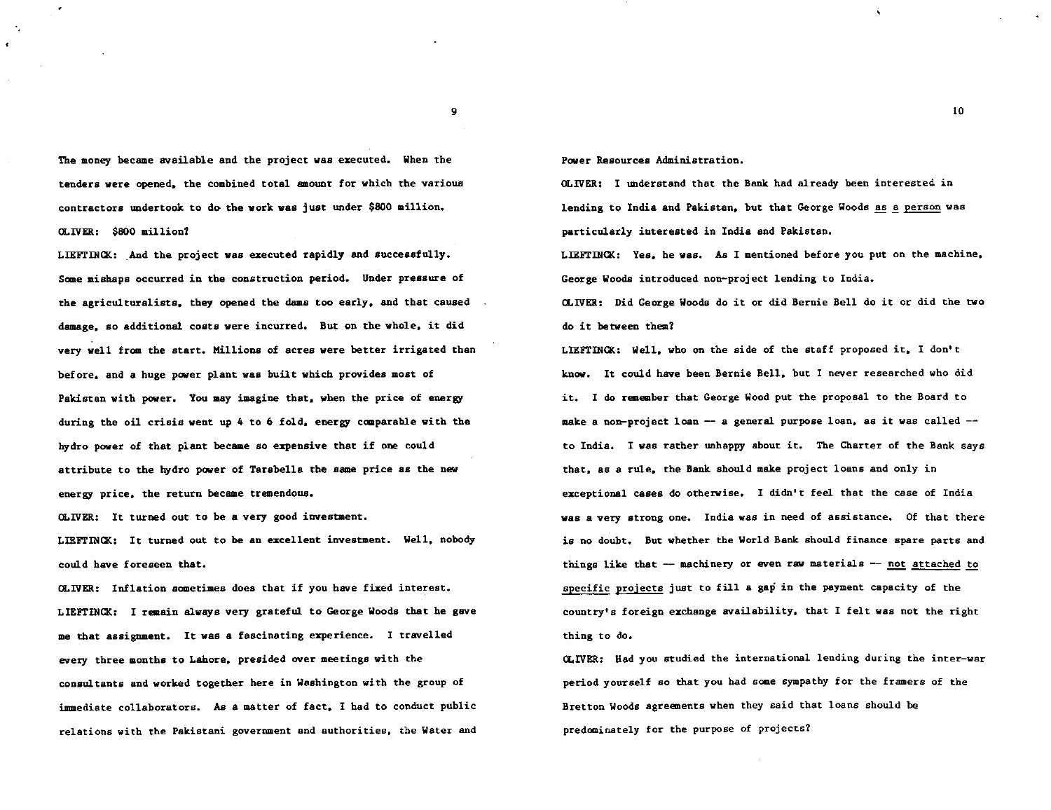The money became available and the project was executed. When the tenders were opened, the combined total amount for which the various contractors undertook to do the work was just under $800 million.

OLIVER: $800 million?

LIEFTINCK: And the project was executed rapidly and successfully. Some mishaps occurred in the construction period. Under pressure of the agriculturalists, they opened the dams too early, and that caused damage, so additional costs were incurred. But on the whole, it did very well from the start. Millions of acres were better irrigated than before, and a huge power plant was built which provides most of Pakistan with power. You may imagine that, when the price of energy during the oil crisis went up 4 to 6 fold, energy comparable with the hydro power of that plant became so expensive that if one could attribute to the hydro power of Tarabella the same price as the new energy price, the return became tremendous.

OLIVER: It turned out to be a very good investment.

LIEFTINCK: It turned out to be an excellent investment. Well, nobody could have foreseen that.

OLIVER: Inflation sometimes does that if you have fixed interest.

LIEFTINCK: I remain always very grateful to George Woods that he gave me that assignment. It was a fascinating experience. I travelled every three months to Lahore, presided over meetings with the consultants and worked together here in Washington with the group of immediate collaborators. As a matter of fact, I had to conduct public relations with the Pakistani government and authorities, the Water and Power Resources Administration.

OLIVER: I understand that the Bank had already been interested in lending to India and Pakistan, but that George Woods as a person was particularly interested in India and Pakistan.

LIEFTINCK: Yes, he was. As I mentioned before you put on the machine, George Woods introduced non-project lending to India.

OLIVER: Did George Woods do it or did Bernie Bell do it or did the two do it between them?

LIEFTINCK: Well, who on the side of the staff proposed it, I don't know. It could have been Bernie Bell, but I never researched who did it. I do remember that George Wood put the proposal to the Board to make a non-project loan -- a general purpose loan, as it was called -- to India. I was rather unhappy about it. The Charter of the Bank says that, as a rule, the Bank should make project loans and only in exceptional cases do otherwise. I didn't feel that the case of India was a very strong one. India was in need of assistance. Of that there is no doubt. But whether the World Bank should finance spare parts and things like that -- machinery or even raw materials -- not attached to specific projects just to fill a gap in the payment capacity of the country's foreign exchange availability, that I felt was not the right thing to do.

OLIVER: Had you studied the international lending during the inter-war period yourself so that you had some sympathy for the framers of the Bretton Woods agreements when they said that loans should be predominately for the purpose of projects?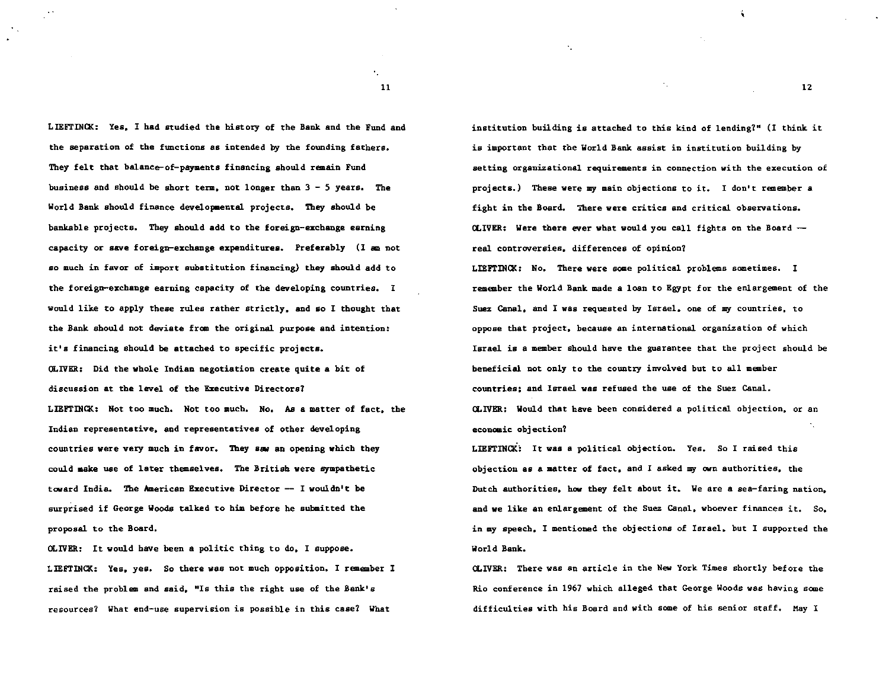LIEFTINCK: Yes, I had studied the history of the Bank and the Fund and the separation of the functions as intended by the founding fathers. They felt that balance-of-payments financing should remain Fund business and should be short term, not longer than 3 - 5 years. The World Bank should finance developmental projects. They should be bankable projects. They should add to the foreign-exchange earning capacity or save foreign-exchange expenditures. Preferably (I am not so much in favor of import substitution financing) they should add to the foreign-exchange earning capacity of the developing countries. I would like to apply these rules rather strictly, and so I thought that the Bank should not deviate from the original purpose and intention: it's financing should be attached to specific projects.

OLIVER: Did the whole Indian negotiation create quite a bit of discussion at the level of the Executive Directors?

LIEFTINCK: Not too much. Not too much. No. As a matter of fact, the Indian representative, and representatives of other developing countries were very much in favor. They saw an opening which they could make use of later themselves. The British were sympathetic toward India. The American Executive Director -- I wouldn't be surprised if George Woods talked to him before he submitted the proposal to the Board.

OLIVER: It would have been a politic thing to do, I suppose.

LIEFTINCK: Yes, yes. So there was not much opposition. I remember I raised the problem and said, "Is this the right use of the Bank's resources? What end-use supervision is possible in this case? What institution building is attached to this kind of lending?" (I think it is important that the World Bank assist in institution building by setting organizational requirements in connection with the execution of projects.) These were my main objections to it. I don't remember a fight in the Board. There were critics and critical observations.

OLIVER: Were there ever what would you call fights on the Board -- real controversies, differences of opinion?

LIEFTINCK: No. There were some political problems sometimes. I remember the World Bank made a loan to Egypt for the enlargement of the Suez Canal, and I was requested by Israel, one of my countries, to oppose that project, because an international organization of which Israel is a member should have the guarantee that the project should be beneficial not only to the country involved but to all member countries; and Israel was refused the use of the Suez Canal.

OLIVER: Would that have been considered a political objection, or an economic objection?

LIEFTINCK: It was a political objection. Yes. So I raised this objection as a matter of fact, and I asked my own authorities, the Dutch authorities, how they felt about it. We are a sea-faring nation, and we like an enlargement of the Suez Canal, whoever finances it. So, in my speech, I mentioned the objections of Israel, but I supported the World Bank.

OLIVER: There was an article in the New York Times shortly before the Rio conference in 1967 which alleged that George Woods was having some difficulties with his Board and with some of his senior staff. May I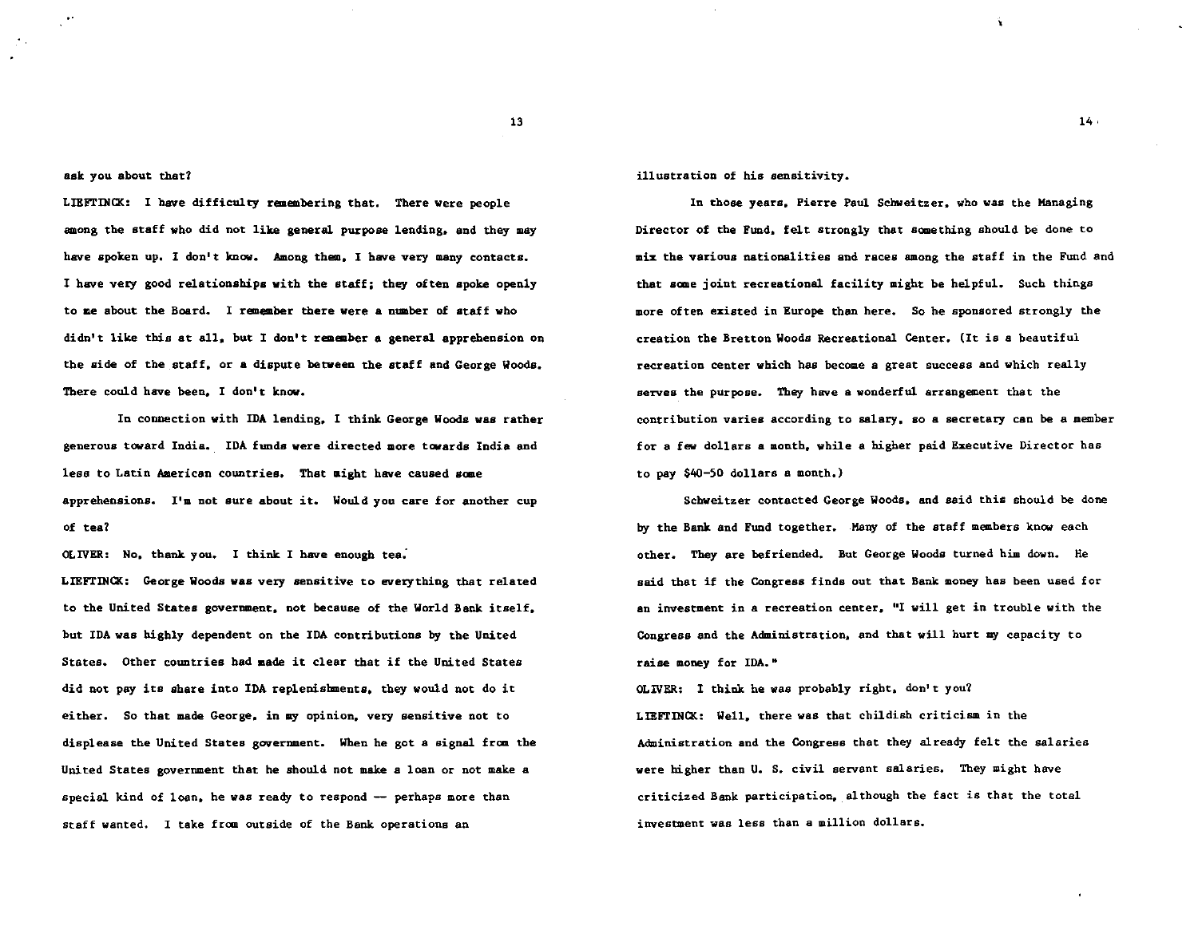ask you about that?

LIEFTINCK: I have difficulty remembering that. There were people among the staff who did not like general purpose lending, and they may have spoken up. I don't know. Among them, I have very many contacts. I have very good relationships with the staff; they often spoke openly to me about the Board. I remember there were a number of staff who didn't like this at all, but I don't remember a general apprehension on the side of the staff, or a dispute between the staff and George Woods. There could have been, I don't know.

In connection with IDA lending, I think George Woods was rather generous toward India. IDA funds were directed more towards India and less to Latin American countries. That might have caused some apprehensions. I'm not sure about it. Would you care for another cup of tea?

OLIVER: No, thank you. I think I have enough tea.

LIEFTINCK: George Woods was very sensitive to everything that related to the United States government, not because of the World Bank itself, but IDA was highly dependent on the IDA contributions by the United States. Other countries had made it clear that if the United States did not pay its share into IDA replenishments, they would not do it either. So that made George, in my opinion, very sensitive not to displease the United States government. When he got a signal from the United States government that he should not make a loan or not make a special kind of loan, he was ready to respond — perhaps more than staff wanted. I take from outside of the Bank operations an illustration of his sensitivity.

In those years, Pierre Paul Schweitzer, who was the Managing Director of the Fund, felt strongly that something should be done to mix the various nationalities and races among the staff in the Fund and that some joint recreational facility might be helpful. Such things more often existed in Europe than here. So he sponsored strongly the creation the Bretton Woods Recreational Center. (It is a beautiful recreation center which has become a great success and which really serves the purpose. They have a wonderful arrangement that the contribution varies according to salary, so a secretary can be a member for a few dollars a month, while a higher paid Executive Director has to pay $40-50 dollars a month.)

Schweitzer contacted George Woods, and said this should be done by the Bank and Fund together. Many of the staff members know each other. They are befriended. But George Woods turned him down. He said that if the Congress finds out that Bank money has been used for an investment in a recreation center, "I will get in trouble with the Congress and the Administration, and that will hurt my capacity to raise money for IDA."

OLIVER: I think he was probably right, don't you?

LIEFTINCK: Well, there was that childish criticism in the Administration and the Congress that they already felt the salaries were higher than U. S. civil servant salaries. They might have criticized Bank participation, although the fact is that the total investment was less than a million dollars.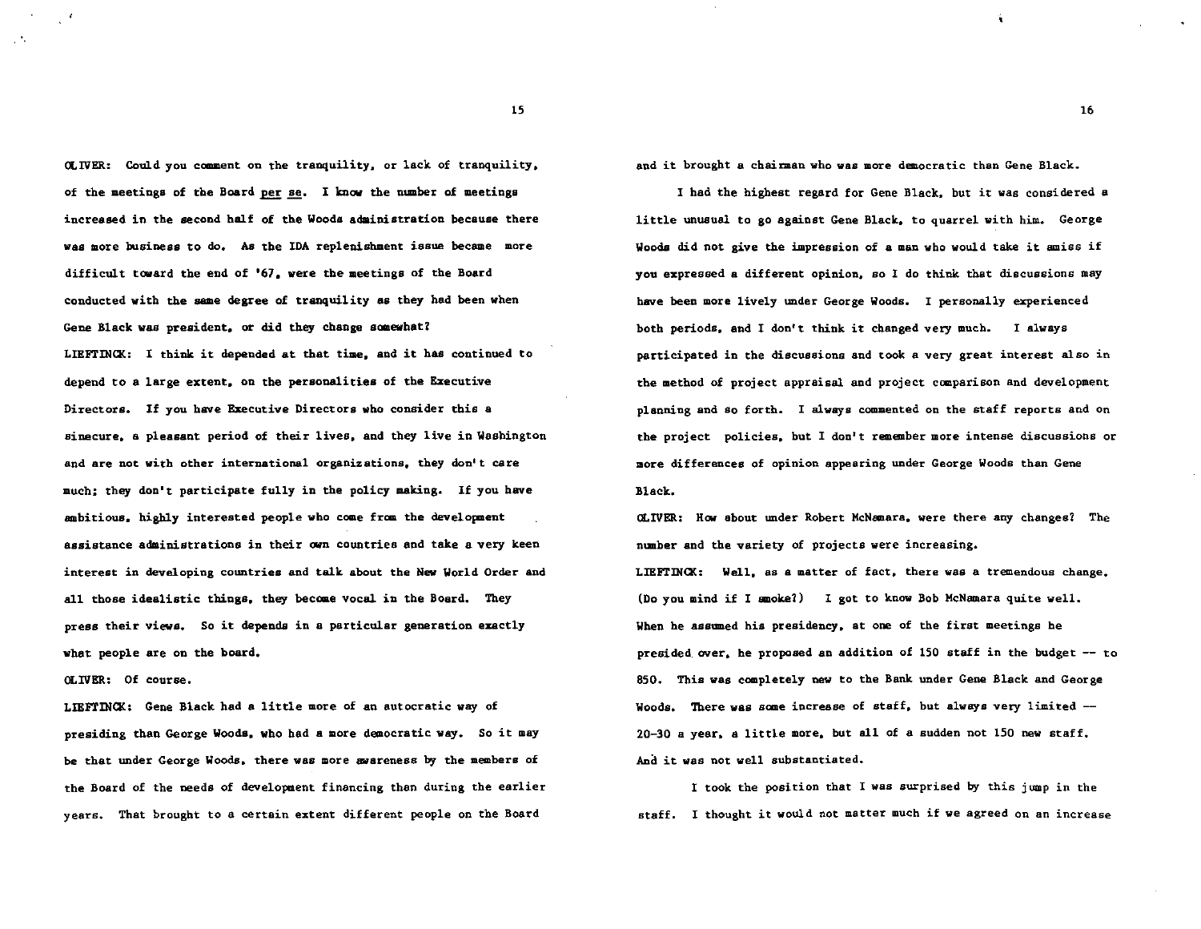OLIVER: Could you comment on the tranquility, or lack of tranquility, of the meetings of the Board *per se*. I know the number of meetings increased in the second half of the Woods administration because there was more business to do. As the IDA replenishment issue became more difficult toward the end of '67, were the meetings of the Board conducted with the same degree of tranquility as they had been when Gene Black was president, or did they change somewhat?

LIEFTINCK: I think it depended at that time, and it has continued to depend to a large extent, on the personalities of the Executive Directors. If you have Executive Directors who consider this a sinecure, a pleasant period of their lives, and they live in Washington and are not with other international organizations, they don't care much; they don't participate fully in the policy making. If you have ambitious, highly interested people who come from the development assistance administrations in their own countries and take a very keen interest in developing countries and talk about the New World Order and all those idealistic things, they become vocal in the Board. They press their views. So it depends in a particular generation exactly what people are on the board.

OLIVER: Of course.

LIEFTINCK: Gene Black had a little more of an autocratic way of presiding than George Woods, who had a more democratic way. So it may be that under George Woods, there was more awareness by the members of the Board of the needs of development financing than during the earlier years. That brought to a certain extent different people on the Board and it brought a chairman who was more democratic than Gene Black.

I had the highest regard for Gene Black, but it was considered a little unusual to go against Gene Black, to quarrel with him. George Woods did not give the impression of a man who would take it amiss if you expressed a different opinion, so I do think that discussions may have been more lively under George Woods. I personally experienced both periods, and I don't think it changed very much. I always participated in the discussions and took a very great interest also in the method of project appraisal and project comparison and development planning and so forth. I always commented on the staff reports and on the project policies, but I don't remember more intense discussions or more differences of opinion appearing under George Woods than Gene Black.

OLIVER: How about under Robert McNamara, were there any changes? The number and the variety of projects were increasing.

LIEFTINCK: Well, as a matter of fact, there was a tremendous change. (Do you mind if I smoke?) I got to know Bob McNamara quite well. When he assumed his presidency, at one of the first meetings he presided over, he proposed an addition of 150 staff in the budget -- to 850. This was completely new to the Bank under Gene Black and George Woods. There was some increase of staff, but always very limited -- 20-30 a year, a little more, but all of a sudden not 150 new staff. And it was not well substantiated.

I took the position that I was surprised by this jump in the staff. I thought it would not matter much if we agreed on an increase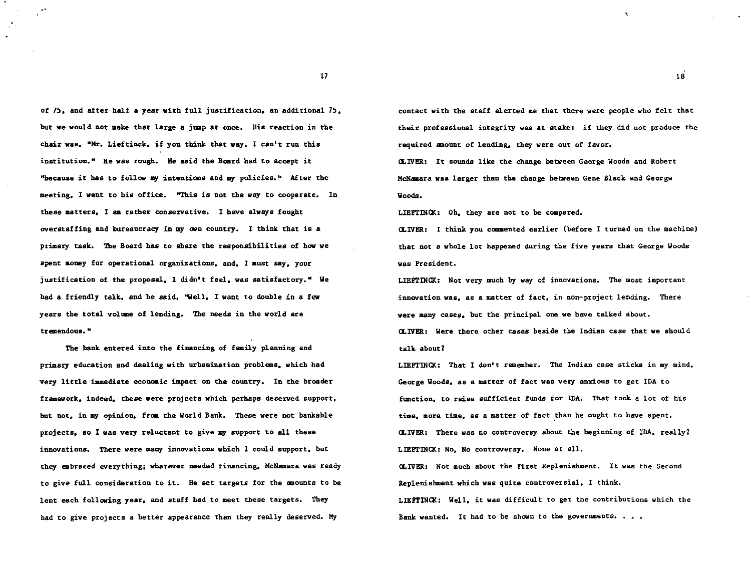of 75, and after half a year with full justification, an additional 75, but we would not make that large a jump at once. His reaction in the chair was, "Mr. Lieftinck, if you think that way, I can't run this institution." He was rough. He said the Board had to accept it "because it has to follow my intentions and my policies." After the meeting, I went to his office. "This is not the way to cooperate. In these matters, I am rather conservative. I have always fought overstaffing and bureaucracy in my own country. I think that is a primary task. The Board has to share the responsibilities of how we spent money for operational organizations, and, I must say, your justification of the proposal, I didn't feel, was satisfactory." We had a friendly talk, and he said, "Well, I want to double in a few years the total volume of lending. The needs in the world are tremendous."

The bank entered into the financing of family planning and primary education and dealing with urbanization problems, which had very little immediate economic impact on the country. In the broader framework, indeed, these were projects which perhaps deserved support, but not, in my opinion, from the World Bank. These were not bankable projects, so I was very reluctant to give my support to all these innovations. There were many innovations which I could support, but they embraced everything; whatever needed financing, McNamara was ready to give full consideration to it. He set targets for the amounts to be lent each following year, and staff had to meet these targets. They had to give projects a better appearance than they really deserved. My contact with the staff alerted me that there were people who felt that their professional integrity was at stake: if they did not produce the required amount of lending, they were out of favor.

OLIVER: It sounds like the change between George Woods and Robert McNamara was larger than the change between Gene Black and George Woods.

LIEFTINCK: Oh, they are not to be compared.

OLIVER: I think you commented earlier (before I turned on the machine) that not a whole lot happened during the five years that George Woods was President.

LIEFTINCK: Not very much by way of innovations. The most important innovation was, as a matter of fact, in non-project lending. There were many cases, but the principal one we have talked about.

OLIVER: Were there other cases beside the Indian case that we should talk about?

LIEFTINCK: That I don't remember. The Indian case sticks in my mind. George Woods, as a matter of fact was very anxious to get IDA to function, to raise sufficient funds for IDA. That took a lot of his time, more time, as a matter of fact than he ought to have spent.

OLIVER: There was no controversy about the beginning of IDA, really?

LIEFTINCK: No, No controversy. None at all.

OLIVER: Not much about the First Replenishment. It was the Second Replenishment which was quite controversial, I think.

LIEFTINCK: Well, it was difficult to get the contributions which the Bank wanted. It had to be shown to the governments. . . .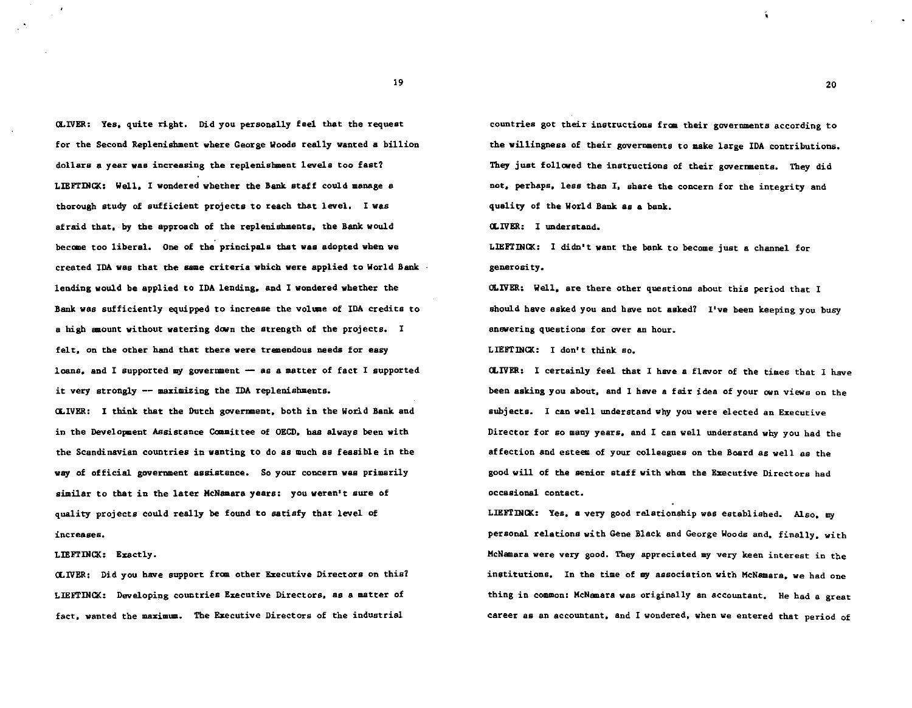OLIVER: Yes, quite right. Did you personally feel that the request for the Second Replenishment where George Woods really wanted a billion dollars a year was increasing the replenishment levels too fast?

LIEFTINCK: Well, I wondered whether the Bank staff could manage a thorough study of sufficient projects to reach that level. I was afraid that, by the approach of the replenishments, the Bank would become too liberal. One of the principals that was adopted when we created IDA was that the same criteria which were applied to World Bank lending would be applied to IDA lending, and I wondered whether the Bank was sufficiently equipped to increase the volume of IDA credits to a high amount without watering down the strength of the projects. I felt, on the other hand that there were tremendous needs for easy loans, and I supported my government — as a matter of fact I supported it very strongly -- maximizing the IDA replenishments.

OLIVER: I think that the Dutch government, both in the World Bank and in the Development Assistance Committee of OECD, has always been with the Scandinavian countries in wanting to do as much as feasible in the way of official government assistance. So your concern was primarily similar to that in the later McNamara years: you weren't sure of quality projects could really be found to satisfy that level of increases.

LIEFTINCK: Exactly.

OLIVER: Did you have support from other Executive Directors on this?

LIEFTINCK: Developing countries Executive Directors, as a matter of fact, wanted the maximum. The Executive Directors of the industrial countries got their instructions from their governments according to the willingness of their governments to make large IDA contributions. They just followed the instructions of their governments. They did not, perhaps, less than I, share the concern for the integrity and quality of the World Bank as a bank.

OLIVER: I understand.

LIEFTINCK: I didn't want the bank to become just a channel for generosity.

OLIVER: Well, are there other questions about this period that I should have asked you and have not asked? I've been keeping you busy answering questions for over an hour.

LIEFTINCK: I don't think so.

OLIVER: I certainly feel that I have a flavor of the times that I have been asking you about, and I have a fair idea of your own views on the subjects. I can well understand why you were elected an Executive Director for so many years, and I can well understand why you had the affection and esteem of your colleagues on the Board as well as the good will of the senior staff with whom the Executive Directors had occasional contact.

LIEFTINCK: Yes, a very good relationship was established. Also, my personal relations with Gene Black and George Woods and, finally, with McNamara were very good. They appreciated my very keen interest in the institutions. In the time of my association with McNamara, we had one thing in common: McNamara was originally an accountant. He had a great career as an accountant, and I wondered, when we entered that period of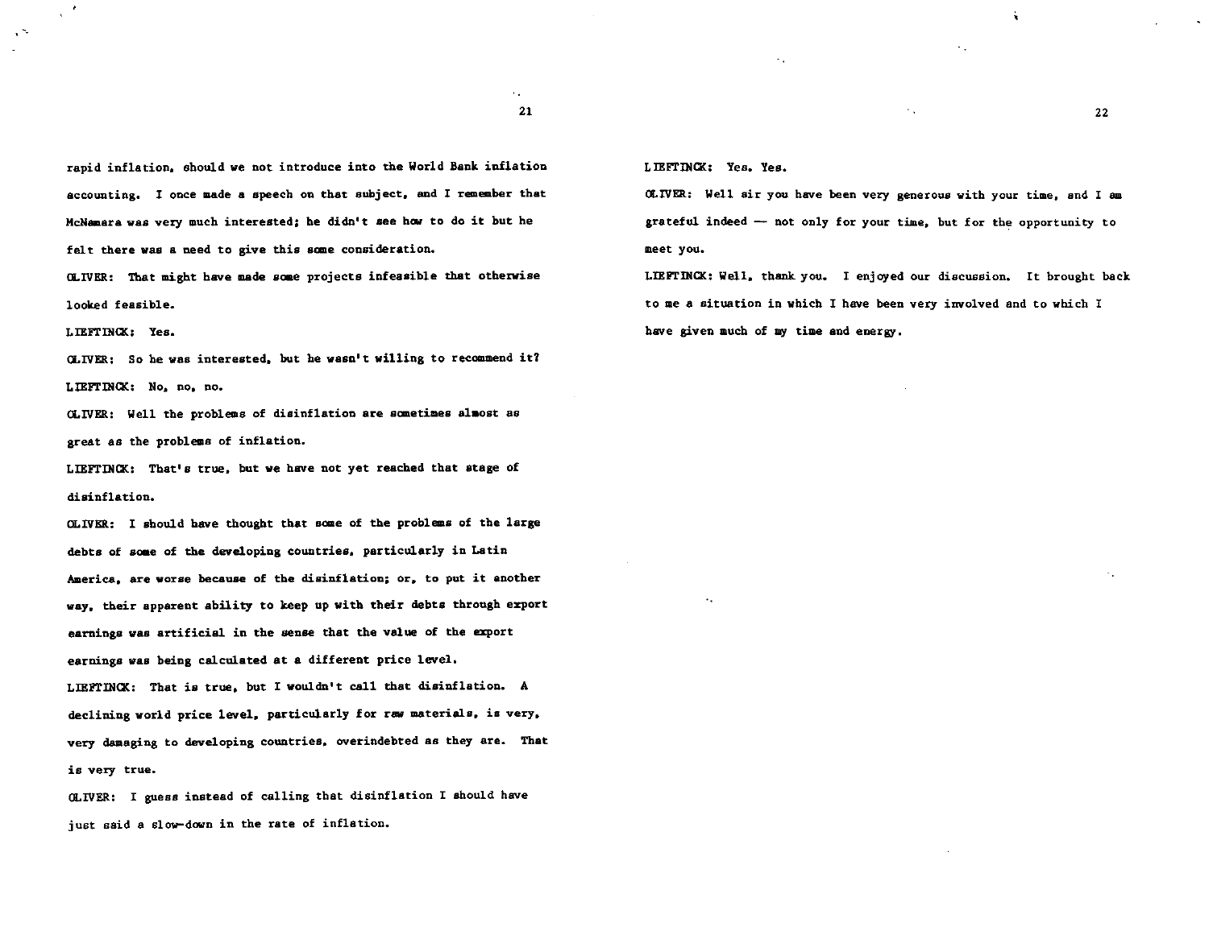rapid inflation, should we not introduce into the World Bank inflation accounting. I once made a speech on that subject, and I remember that McNamara was very much interested; he didn't see how to do it but he felt there was a need to give this some consideration.

OLIVER: That might have made some projects infeasible that otherwise looked feasible.

LIEFTINCK: Yes.

OLIVER: So he was interested, but he wasn't willing to recommend it?

LIEFTINCK: No, no, no.

OLIVER: Well the problems of disinflation are sometimes almost as great as the problems of inflation.

LIEFTINCK: That's true, but we have not yet reached that stage of disinflation.

OLIVER: I should have thought that some of the problems of the large debts of some of the developing countries, particularly in Latin America, are worse because of the disinflation; or, to put it another way, their apparent ability to keep up with their debts through export earnings was artificial in the sense that the value of the export earnings was being calculated at a different price level.

LIEFTINCK: That is true, but I wouldn't call that disinflation. A declining world price level, particularly for raw materials, is very, very damaging to developing countries, overindebted as they are. That is very true.

OLIVER: I guess instead of calling that disinflation I should have just said a slow-down in the rate of inflation.

LIEFTINCK: Yes. Yes.

OLIVER: Well sir you have been very generous with your time, and I am grateful indeed — not only for your time, but for the opportunity to meet you.

LIEFTINCK: Well, thank you. I enjoyed our discussion. It brought back to me a situation in which I have been very involved and to which I have given much of my time and energy.